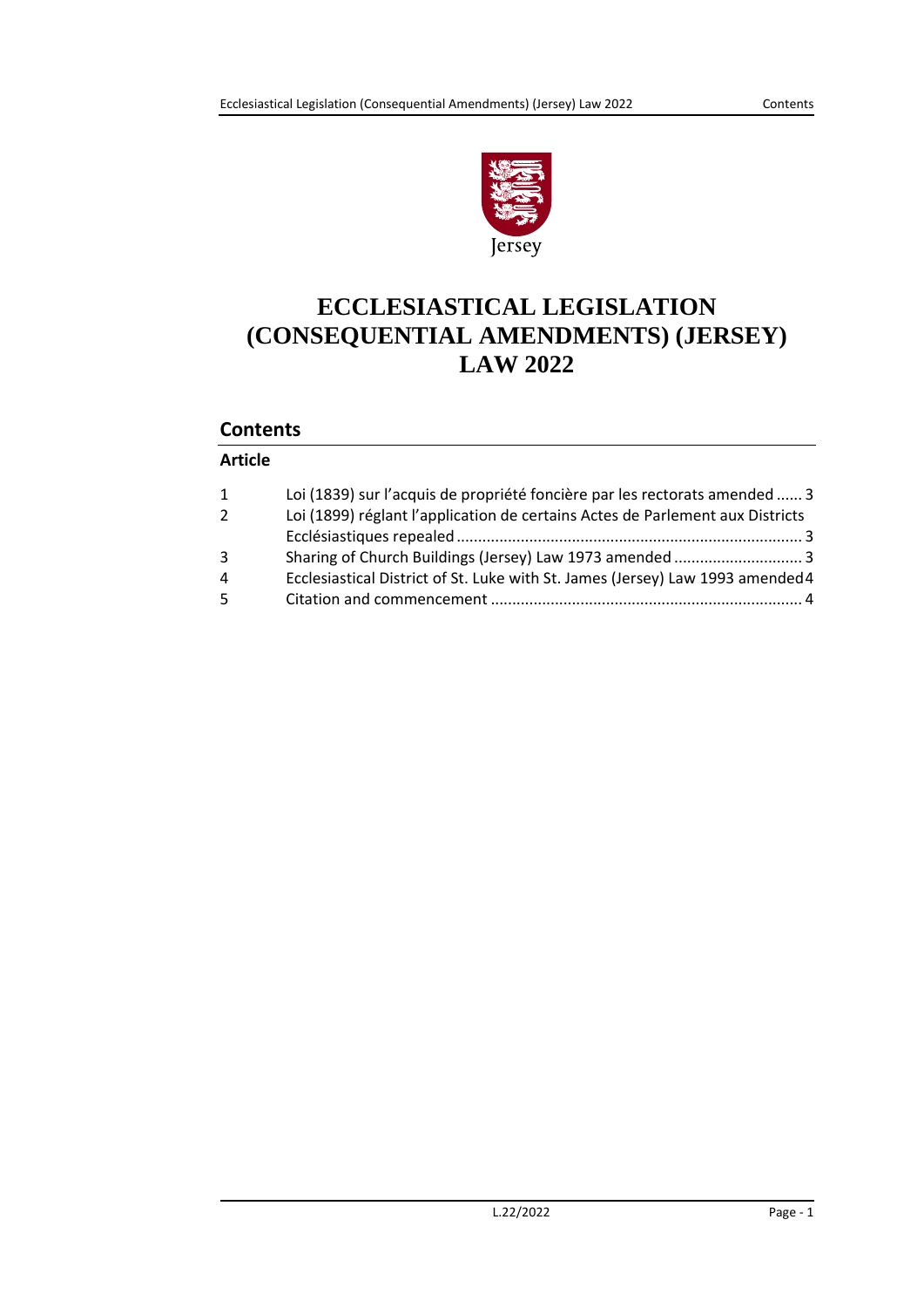Jersey

# ECCLESIASTICAL LEGISLATION (CONSEQUENTIAL AMENDMENTS) (JERSEY) LAW 2022

## Contents

### Article

| | | |
|---|---|---|
| 1 | Loi (1839) sur l'acquis de propriété foncière par les rectorats amended | 3 |
| 2 | Loi (1899) réglant l'application de certains Actes de Parlement aux Districts Ecclésiastiques repealed | 3 |
| 3 | Sharing of Church Buildings (Jersey) Law 1973 amended | 3 |
| 4 | Ecclesiastical District of St. Luke with St. James (Jersey) Law 1993 amended | 4 |
| 5 | Citation and commencement | 4 |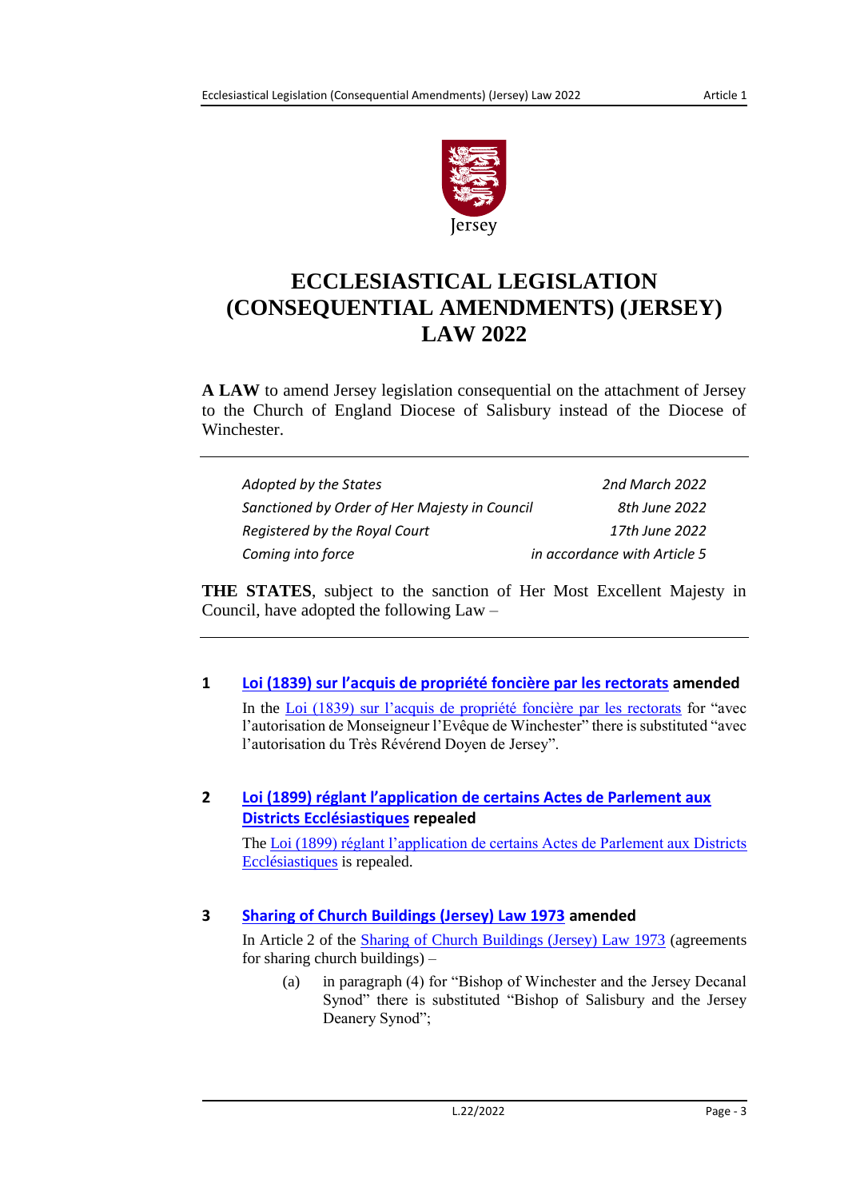# ECCLESIASTICAL LEGISLATION (CONSEQUENTIAL AMENDMENTS) (JERSEY) LAW 2022

**A LAW** to amend Jersey legislation consequential on the attachment of Jersey to the Church of England Diocese of Salisbury instead of the Diocese of Winchester.

| | |
|---|---|
| *Adopted by the States* | *2nd March 2022* |
| *Sanctioned by Order of Her Majesty in Council* | *8th June 2022* |
| *Registered by the Royal Court* | *17th June 2022* |
| *Coming into force* | *in accordance with Article 5* |

**THE STATES**, subject to the sanction of Her Most Excellent Majesty in Council, have adopted the following Law –

## 1 Loi (1839) sur l'acquis de propriété foncière par les rectorats amended

In the Loi (1839) sur l'acquis de propriété foncière par les rectorats for "avec l'autorisation de Monseigneur l'Evêque de Winchester" there is substituted "avec l'autorisation du Très Révérend Doyen de Jersey".

## 2 Loi (1899) réglant l'application de certains Actes de Parlement aux Districts Ecclésiastiques repealed

The Loi (1899) réglant l'application de certains Actes de Parlement aux Districts Ecclésiastiques is repealed.

## 3 Sharing of Church Buildings (Jersey) Law 1973 amended

In Article 2 of the Sharing of Church Buildings (Jersey) Law 1973 (agreements for sharing church buildings) –

(a) in paragraph (4) for "Bishop of Winchester and the Jersey Decanal Synod" there is substituted "Bishop of Salisbury and the Jersey Deanery Synod";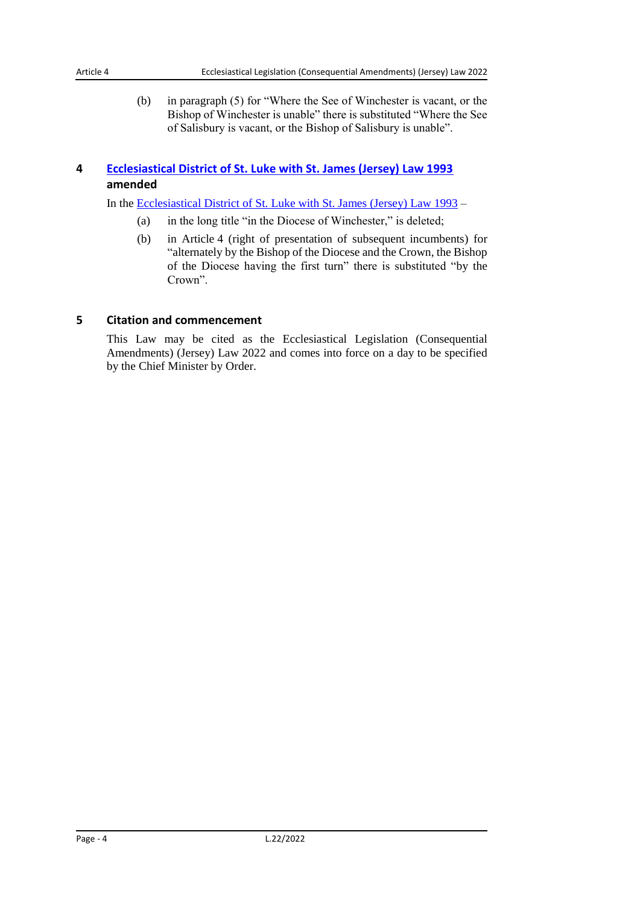(b) in paragraph (5) for "Where the See of Winchester is vacant, or the Bishop of Winchester is unable" there is substituted "Where the See of Salisbury is vacant, or the Bishop of Salisbury is unable".

## 4 Ecclesiastical District of St. Luke with St. James (Jersey) Law 1993 amended

In the Ecclesiastical District of St. Luke with St. James (Jersey) Law 1993 –

(a) in the long title "in the Diocese of Winchester," is deleted;

(b) in Article 4 (right of presentation of subsequent incumbents) for "alternately by the Bishop of the Diocese and the Crown, the Bishop of the Diocese having the first turn" there is substituted "by the Crown".

## 5 Citation and commencement

This Law may be cited as the Ecclesiastical Legislation (Consequential Amendments) (Jersey) Law 2022 and comes into force on a day to be specified by the Chief Minister by Order.